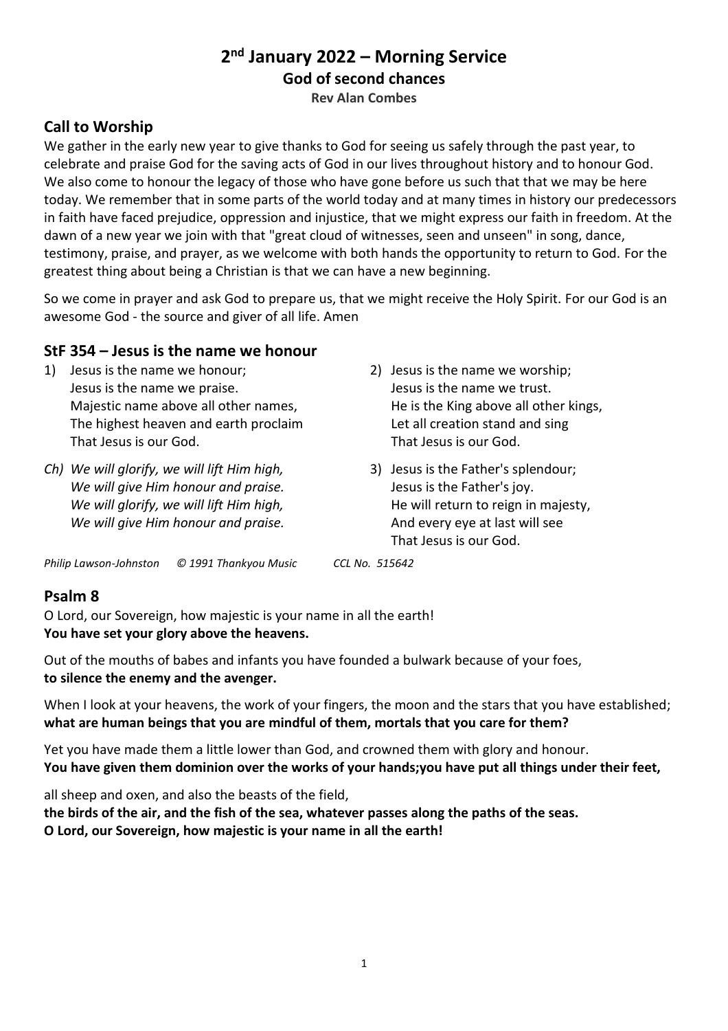# 2nd January 2022 – Morning Service

## God of second chances

**Rev Alan Combes**

## Call to Worship

We gather in the early new year to give thanks to God for seeing us safely through the past year, to celebrate and praise God for the saving acts of God in our lives throughout history and to honour God. We also come to honour the legacy of those who have gone before us such that that we may be here today. We remember that in some parts of the world today and at many times in history our predecessors in faith have faced prejudice, oppression and injustice, that we might express our faith in freedom. At the dawn of a new year we join with that "great cloud of witnesses, seen and unseen" in song, dance, testimony, praise, and prayer, as we welcome with both hands the opportunity to return to God. For the greatest thing about being a Christian is that we can have a new beginning.

So we come in prayer and ask God to prepare us, that we might receive the Holy Spirit. For our God is an awesome God - the source and giver of all life. Amen

## StF 354 – Jesus is the name we honour

1) Jesus is the name we honour;
   Jesus is the name we praise.
   Majestic name above all other names,
   The highest heaven and earth proclaim
   That Jesus is our God.

Ch) *We will glorify, we will lift Him high,*
   *We will give Him honour and praise.*
   *We will glorify, we will lift Him high,*
   *We will give Him honour and praise.*

2) Jesus is the name we worship;
   Jesus is the name we trust.
   He is the King above all other kings,
   Let all creation stand and sing
   That Jesus is our God.

3) Jesus is the Father's splendour;
   Jesus is the Father's joy.
   He will return to reign in majesty,
   And every eye at last will see
   That Jesus is our God.

*Philip Lawson-Johnston © 1991 Thankyou Music CCL No. 515642*

## Psalm 8

O Lord, our Sovereign, how majestic is your name in all the earth!
**You have set your glory above the heavens.**

Out of the mouths of babes and infants you have founded a bulwark because of your foes,
**to silence the enemy and the avenger.**

When I look at your heavens, the work of your fingers, the moon and the stars that you have established;
**what are human beings that you are mindful of them, mortals that you care for them?**

Yet you have made them a little lower than God, and crowned them with glory and honour.
**You have given them dominion over the works of your hands;you have put all things under their feet,**

all sheep and oxen, and also the beasts of the field,
**the birds of the air, and the fish of the sea, whatever passes along the paths of the seas.**
**O Lord, our Sovereign, how majestic is your name in all the earth!**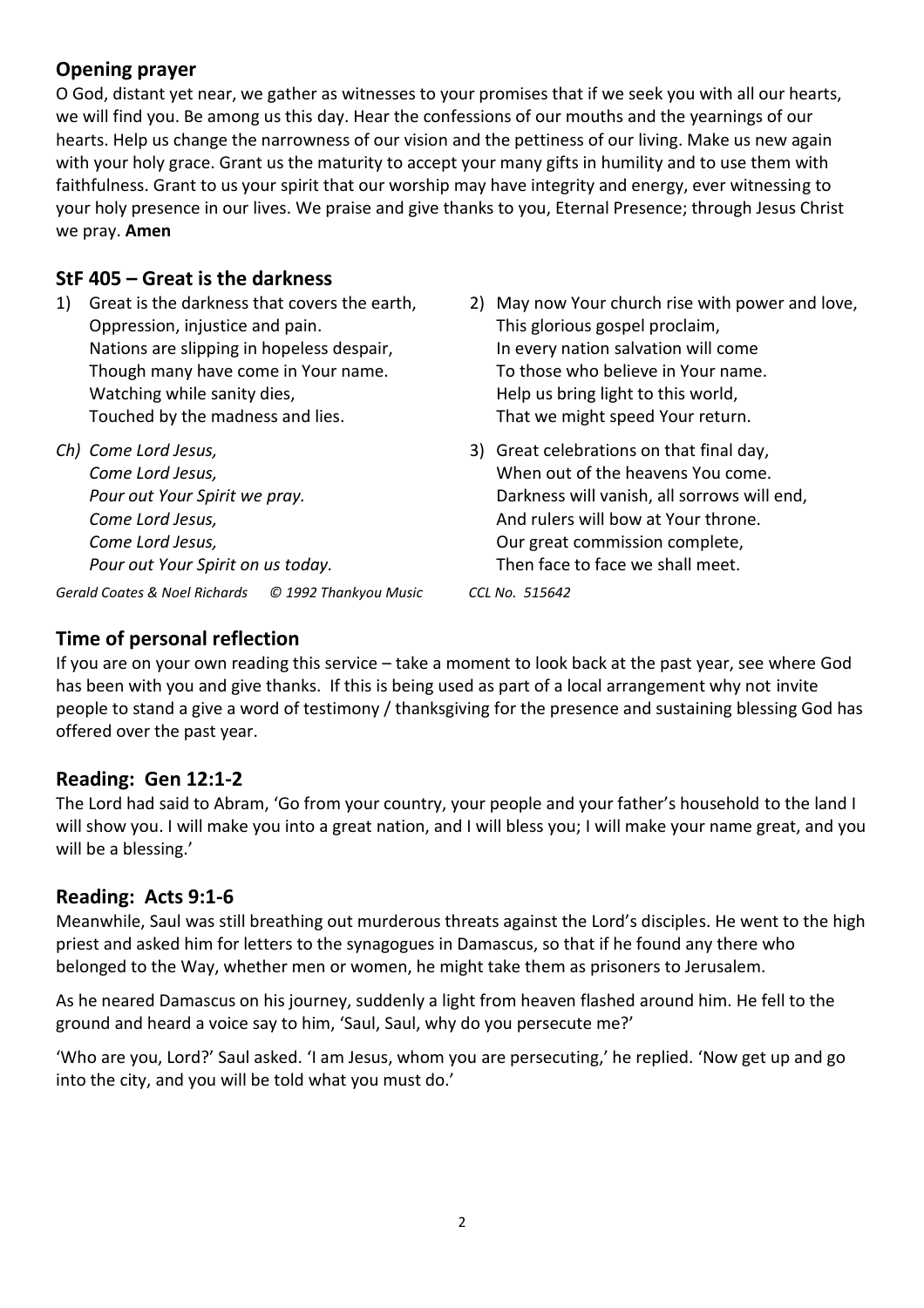## Opening prayer

O God, distant yet near, we gather as witnesses to your promises that if we seek you with all our hearts, we will find you. Be among us this day. Hear the confessions of our mouths and the yearnings of our hearts. Help us change the narrowness of our vision and the pettiness of our living. Make us new again with your holy grace. Grant us the maturity to accept your many gifts in humility and to use them with faithfulness. Grant to us your spirit that our worship may have integrity and energy, ever witnessing to your holy presence in our lives. We praise and give thanks to you, Eternal Presence; through Jesus Christ we pray. **Amen**

## StF 405 – Great is the darkness

1) Great is the darkness that covers the earth,
Oppression, injustice and pain.
Nations are slipping in hopeless despair,
Though many have come in Your name.
Watching while sanity dies,
Touched by the madness and lies.

*Ch) Come Lord Jesus,*
*Come Lord Jesus,*
*Pour out Your Spirit we pray.*
*Come Lord Jesus,*
*Come Lord Jesus,*
*Pour out Your Spirit on us today.*

2) May now Your church rise with power and love,
This glorious gospel proclaim,
In every nation salvation will come
To those who believe in Your name.
Help us bring light to this world,
That we might speed Your return.

3) Great celebrations on that final day,
When out of the heavens You come.
Darkness will vanish, all sorrows will end,
And rulers will bow at Your throne.
Our great commission complete,
Then face to face we shall meet.

*Gerald Coates & Noel Richards © 1992 Thankyou Music CCL No. 515642*

## Time of personal reflection

If you are on your own reading this service – take a moment to look back at the past year, see where God has been with you and give thanks. If this is being used as part of a local arrangement why not invite people to stand a give a word of testimony / thanksgiving for the presence and sustaining blessing God has offered over the past year.

## Reading: Gen 12:1-2

The Lord had said to Abram, 'Go from your country, your people and your father's household to the land I will show you. I will make you into a great nation, and I will bless you; I will make your name great, and you will be a blessing.'

## Reading: Acts 9:1-6

Meanwhile, Saul was still breathing out murderous threats against the Lord's disciples. He went to the high priest and asked him for letters to the synagogues in Damascus, so that if he found any there who belonged to the Way, whether men or women, he might take them as prisoners to Jerusalem.

As he neared Damascus on his journey, suddenly a light from heaven flashed around him. He fell to the ground and heard a voice say to him, 'Saul, Saul, why do you persecute me?'

'Who are you, Lord?' Saul asked. 'I am Jesus, whom you are persecuting,' he replied. 'Now get up and go into the city, and you will be told what you must do.'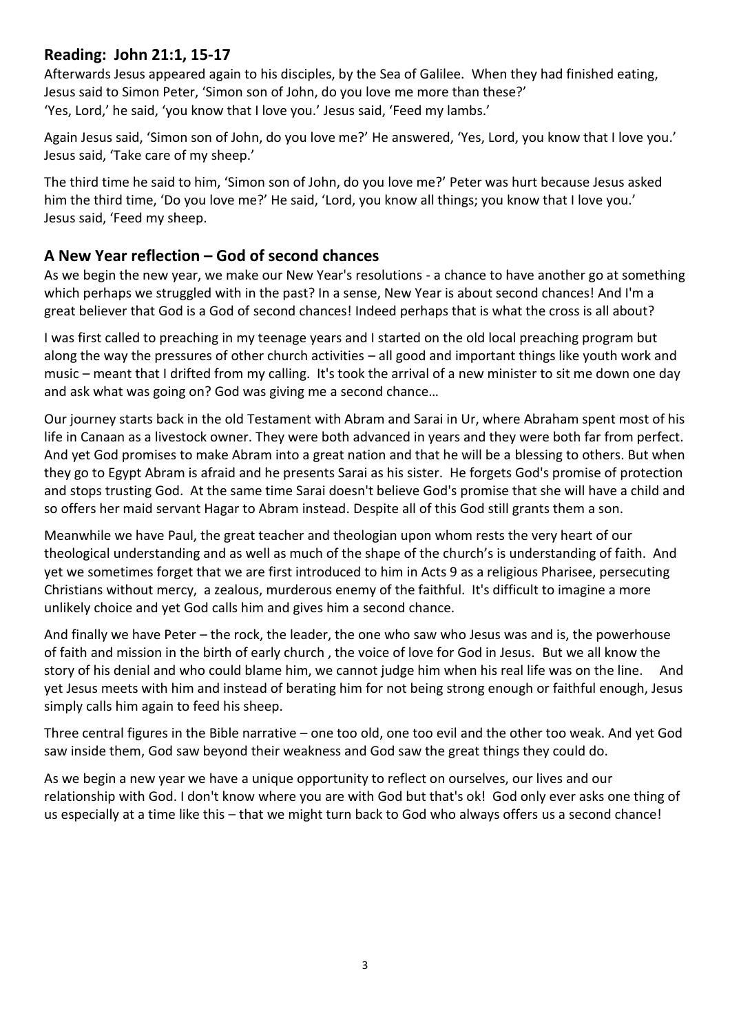## Reading: John 21:1, 15-17

Afterwards Jesus appeared again to his disciples, by the Sea of Galilee. When they had finished eating, Jesus said to Simon Peter, 'Simon son of John, do you love me more than these?'
'Yes, Lord,' he said, 'you know that I love you.' Jesus said, 'Feed my lambs.'

Again Jesus said, 'Simon son of John, do you love me?' He answered, 'Yes, Lord, you know that I love you.' Jesus said, 'Take care of my sheep.'

The third time he said to him, 'Simon son of John, do you love me?' Peter was hurt because Jesus asked him the third time, 'Do you love me?' He said, 'Lord, you know all things; you know that I love you.' Jesus said, 'Feed my sheep.

## A New Year reflection – God of second chances

As we begin the new year, we make our New Year's resolutions - a chance to have another go at something which perhaps we struggled with in the past? In a sense, New Year is about second chances! And I'm a great believer that God is a God of second chances! Indeed perhaps that is what the cross is all about?

I was first called to preaching in my teenage years and I started on the old local preaching program but along the way the pressures of other church activities – all good and important things like youth work and music – meant that I drifted from my calling. It's took the arrival of a new minister to sit me down one day and ask what was going on? God was giving me a second chance…

Our journey starts back in the old Testament with Abram and Sarai in Ur, where Abraham spent most of his life in Canaan as a livestock owner. They were both advanced in years and they were both far from perfect. And yet God promises to make Abram into a great nation and that he will be a blessing to others. But when they go to Egypt Abram is afraid and he presents Sarai as his sister. He forgets God's promise of protection and stops trusting God. At the same time Sarai doesn't believe God's promise that she will have a child and so offers her maid servant Hagar to Abram instead. Despite all of this God still grants them a son.

Meanwhile we have Paul, the great teacher and theologian upon whom rests the very heart of our theological understanding and as well as much of the shape of the church's is understanding of faith. And yet we sometimes forget that we are first introduced to him in Acts 9 as a religious Pharisee, persecuting Christians without mercy, a zealous, murderous enemy of the faithful. It's difficult to imagine a more unlikely choice and yet God calls him and gives him a second chance.

And finally we have Peter – the rock, the leader, the one who saw who Jesus was and is, the powerhouse of faith and mission in the birth of early church , the voice of love for God in Jesus. But we all know the story of his denial and who could blame him, we cannot judge him when his real life was on the line. And yet Jesus meets with him and instead of berating him for not being strong enough or faithful enough, Jesus simply calls him again to feed his sheep.

Three central figures in the Bible narrative – one too old, one too evil and the other too weak. And yet God saw inside them, God saw beyond their weakness and God saw the great things they could do.

As we begin a new year we have a unique opportunity to reflect on ourselves, our lives and our relationship with God. I don't know where you are with God but that's ok! God only ever asks one thing of us especially at a time like this – that we might turn back to God who always offers us a second chance!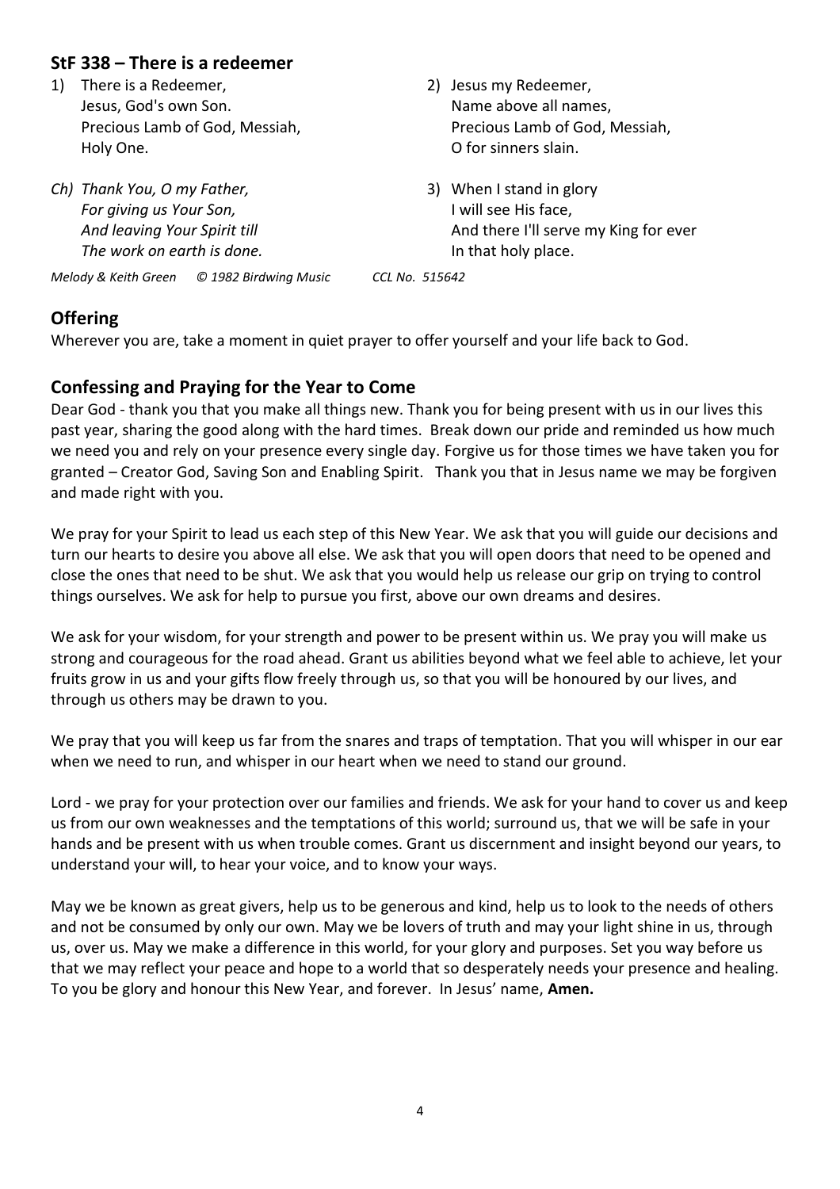## StF 338 – There is a redeemer

1) There is a Redeemer,
   Jesus, God's own Son.
   Precious Lamb of God, Messiah,
   Holy One.

*Ch) Thank You, O my Father,*
*For giving us Your Son,*
*And leaving Your Spirit till*
*The work on earth is done.*

2) Jesus my Redeemer,
   Name above all names,
   Precious Lamb of God, Messiah,
   O for sinners slain.

3) When I stand in glory
   I will see His face,
   And there I'll serve my King for ever
   In that holy place.

*Melody & Keith Green © 1982 Birdwing Music CCL No. 515642*

## Offering

Wherever you are, take a moment in quiet prayer to offer yourself and your life back to God.

## Confessing and Praying for the Year to Come

Dear God - thank you that you make all things new. Thank you for being present with us in our lives this past year, sharing the good along with the hard times. Break down our pride and reminded us how much we need you and rely on your presence every single day. Forgive us for those times we have taken you for granted – Creator God, Saving Son and Enabling Spirit. Thank you that in Jesus name we may be forgiven and made right with you.

We pray for your Spirit to lead us each step of this New Year. We ask that you will guide our decisions and turn our hearts to desire you above all else. We ask that you will open doors that need to be opened and close the ones that need to be shut. We ask that you would help us release our grip on trying to control things ourselves. We ask for help to pursue you first, above our own dreams and desires.

We ask for your wisdom, for your strength and power to be present within us. We pray you will make us strong and courageous for the road ahead. Grant us abilities beyond what we feel able to achieve, let your fruits grow in us and your gifts flow freely through us, so that you will be honoured by our lives, and through us others may be drawn to you.

We pray that you will keep us far from the snares and traps of temptation. That you will whisper in our ear when we need to run, and whisper in our heart when we need to stand our ground.

Lord - we pray for your protection over our families and friends. We ask for your hand to cover us and keep us from our own weaknesses and the temptations of this world; surround us, that we will be safe in your hands and be present with us when trouble comes. Grant us discernment and insight beyond our years, to understand your will, to hear your voice, and to know your ways.

May we be known as great givers, help us to be generous and kind, help us to look to the needs of others and not be consumed by only our own. May we be lovers of truth and may your light shine in us, through us, over us. May we make a difference in this world, for your glory and purposes. Set you way before us that we may reflect your peace and hope to a world that so desperately needs your presence and healing. To you be glory and honour this New Year, and forever. In Jesus' name, **Amen.**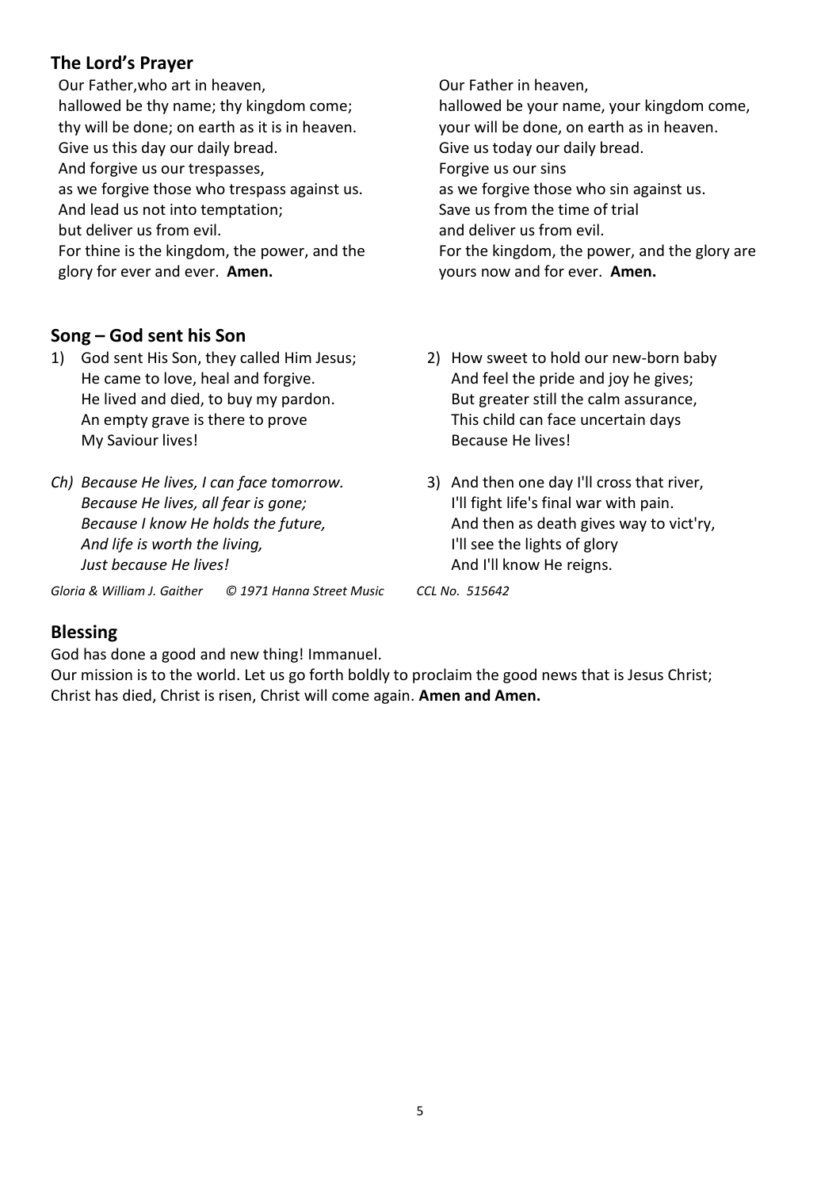## The Lord's Prayer

Our Father,who art in heaven,
hallowed be thy name; thy kingdom come;
thy will be done; on earth as it is in heaven.
Give us this day our daily bread.
And forgive us our trespasses,
as we forgive those who trespass against us.
And lead us not into temptation;
but deliver us from evil.
For thine is the kingdom, the power, and the glory for ever and ever. **Amen.**

Our Father in heaven,
hallowed be your name, your kingdom come,
your will be done, on earth as in heaven.
Give us today our daily bread.
Forgive us our sins
as we forgive those who sin against us.
Save us from the time of trial
and deliver us from evil.
For the kingdom, the power, and the glory are yours now and for ever. **Amen.**

## Song – God sent his Son

1) God sent His Son, they called Him Jesus;
He came to love, heal and forgive.
He lived and died, to buy my pardon.
An empty grave is there to prove
My Saviour lives!

*Ch) Because He lives, I can face tomorrow.*
*Because He lives, all fear is gone;*
*Because I know He holds the future,*
*And life is worth the living,*
*Just because He lives!*

2) How sweet to hold our new-born baby
And feel the pride and joy he gives;
But greater still the calm assurance,
This child can face uncertain days
Because He lives!

3) And then one day I'll cross that river,
I'll fight life's final war with pain.
And then as death gives way to vict'ry,
I'll see the lights of glory
And I'll know He reigns.

*Gloria & William J. Gaither © 1971 Hanna Street Music* *CCL No. 515642*

## Blessing

God has done a good and new thing! Immanuel.
Our mission is to the world. Let us go forth boldly to proclaim the good news that is Jesus Christ;
Christ has died, Christ is risen, Christ will come again. **Amen and Amen.**